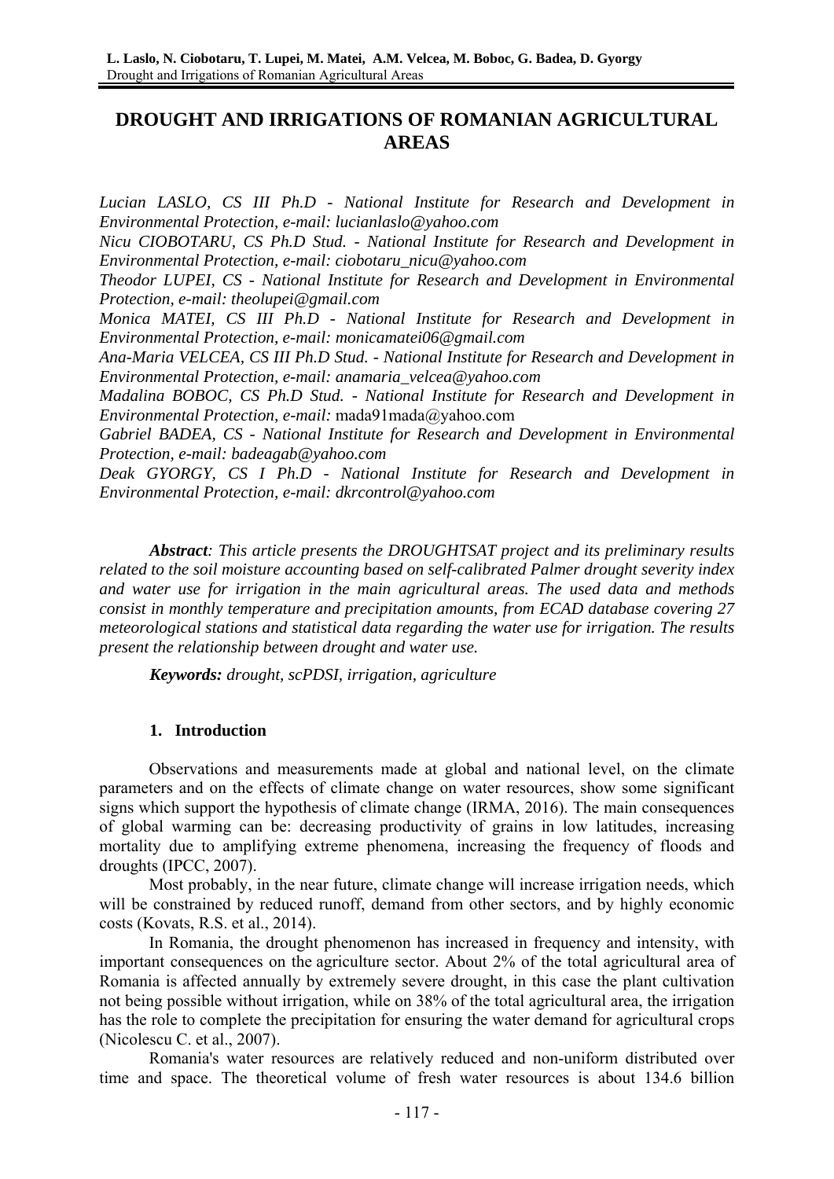# DROUGHT AND IRRIGATIONS OF ROMANIAN AGRICULTURAL AREAS

*Lucian LASLO, CS III Ph.D - National Institute for Research and Development in Environmental Protection, e-mail: lucianlaslo@yahoo.com*
*Nicu CIOBOTARU, CS Ph.D Stud. - National Institute for Research and Development in Environmental Protection, e-mail: ciobotaru_nicu@yahoo.com*
*Theodor LUPEI, CS - National Institute for Research and Development in Environmental Protection, e-mail: theolupei@gmail.com*
*Monica MATEI, CS III Ph.D - National Institute for Research and Development in Environmental Protection, e-mail: monicamatei06@gmail.com*
*Ana-Maria VELCEA, CS III Ph.D Stud. - National Institute for Research and Development in Environmental Protection, e-mail: anamaria_velcea@yahoo.com*
*Madalina BOBOC, CS Ph.D Stud. - National Institute for Research and Development in Environmental Protection, e-mail:* mada91mada@yahoo.com
*Gabriel BADEA, CS - National Institute for Research and Development in Environmental Protection, e-mail: badeagab@yahoo.com*
*Deak GYORGY, CS I Ph.D - National Institute for Research and Development in Environmental Protection, e-mail: dkrcontrol@yahoo.com*

***Abstract**: This article presents the DROUGHTSAT project and its preliminary results related to the soil moisture accounting based on self-calibrated Palmer drought severity index and water use for irrigation in the main agricultural areas. The used data and methods consist in monthly temperature and precipitation amounts, from ECAD database covering 27 meteorological stations and statistical data regarding the water use for irrigation. The results present the relationship between drought and water use.*

***Keywords:** drought, scPDSI, irrigation, agriculture*

## 1. Introduction

Observations and measurements made at global and national level, on the climate parameters and on the effects of climate change on water resources, show some significant signs which support the hypothesis of climate change (IRMA, 2016). The main consequences of global warming can be: decreasing productivity of grains in low latitudes, increasing mortality due to amplifying extreme phenomena, increasing the frequency of floods and droughts (IPCC, 2007).

Most probably, in the near future, climate change will increase irrigation needs, which will be constrained by reduced runoff, demand from other sectors, and by highly economic costs (Kovats, R.S. et al., 2014).

In Romania, the drought phenomenon has increased in frequency and intensity, with important consequences on the agriculture sector. About 2% of the total agricultural area of Romania is affected annually by extremely severe drought, in this case the plant cultivation not being possible without irrigation, while on 38% of the total agricultural area, the irrigation has the role to complete the precipitation for ensuring the water demand for agricultural crops (Nicolescu C. et al., 2007).

Romania's water resources are relatively reduced and non-uniform distributed over time and space. The theoretical volume of fresh water resources is about 134.6 billion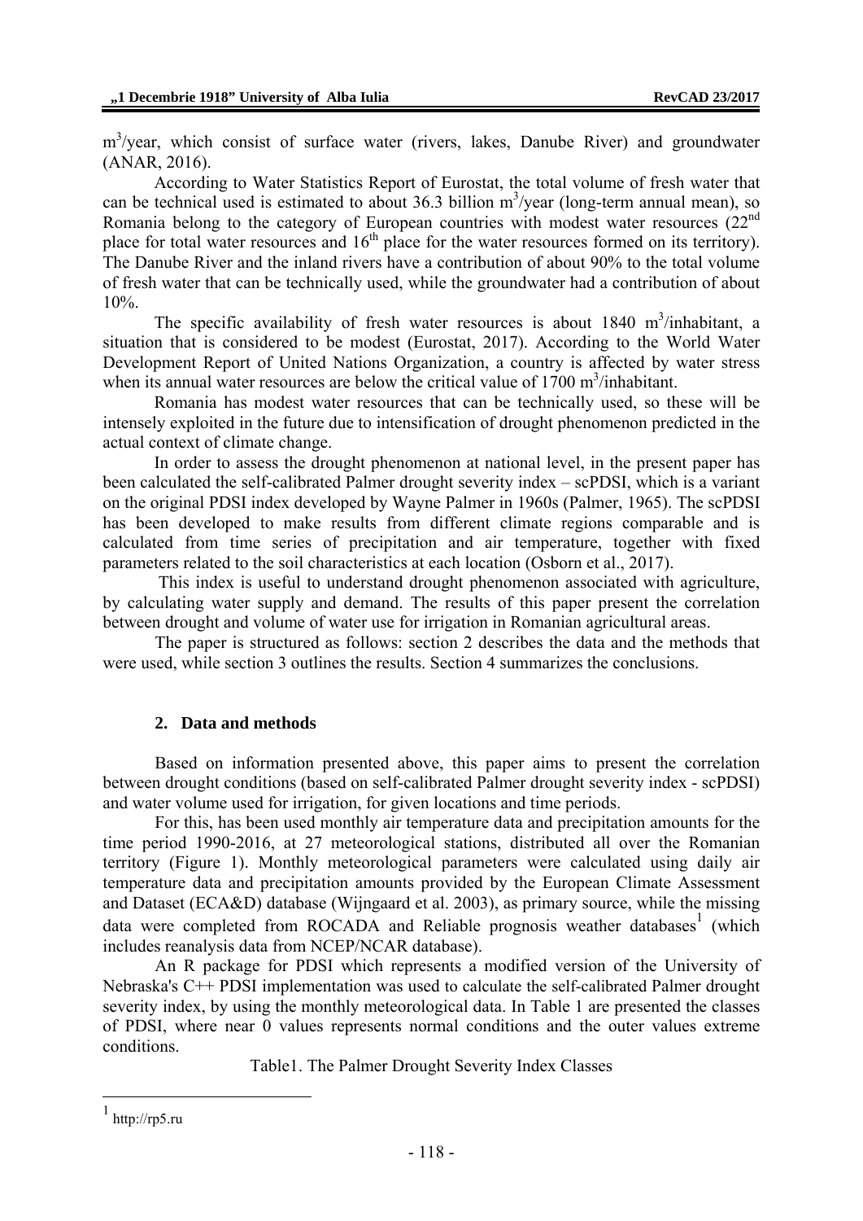m$^3$/year, which consist of surface water (rivers, lakes, Danube River) and groundwater (ANAR, 2016).

According to Water Statistics Report of Eurostat, the total volume of fresh water that can be technical used is estimated to about 36.3 billion m$^3$/year (long-term annual mean), so Romania belong to the category of European countries with modest water resources (22$^{nd}$ place for total water resources and 16$^{th}$ place for the water resources formed on its territory). The Danube River and the inland rivers have a contribution of about 90% to the total volume of fresh water that can be technically used, while the groundwater had a contribution of about 10%.

The specific availability of fresh water resources is about 1840 m$^3$/inhabitant, a situation that is considered to be modest (Eurostat, 2017). According to the World Water Development Report of United Nations Organization, a country is affected by water stress when its annual water resources are below the critical value of 1700 m$^3$/inhabitant.

Romania has modest water resources that can be technically used, so these will be intensely exploited in the future due to intensification of drought phenomenon predicted in the actual context of climate change.

In order to assess the drought phenomenon at national level, in the present paper has been calculated the self-calibrated Palmer drought severity index – scPDSI, which is a variant on the original PDSI index developed by Wayne Palmer in 1960s (Palmer, 1965). The scPDSI has been developed to make results from different climate regions comparable and is calculated from time series of precipitation and air temperature, together with fixed parameters related to the soil characteristics at each location (Osborn et al., 2017).

This index is useful to understand drought phenomenon associated with agriculture, by calculating water supply and demand. The results of this paper present the correlation between drought and volume of water use for irrigation in Romanian agricultural areas.

The paper is structured as follows: section 2 describes the data and the methods that were used, while section 3 outlines the results. Section 4 summarizes the conclusions.

## 2. Data and methods

Based on information presented above, this paper aims to present the correlation between drought conditions (based on self-calibrated Palmer drought severity index - scPDSI) and water volume used for irrigation, for given locations and time periods.

For this, has been used monthly air temperature data and precipitation amounts for the time period 1990-2016, at 27 meteorological stations, distributed all over the Romanian territory (Figure 1). Monthly meteorological parameters were calculated using daily air temperature data and precipitation amounts provided by the European Climate Assessment and Dataset (ECA&D) database (Wijngaard et al. 2003), as primary source, while the missing data were completed from ROCADA and Reliable prognosis weather databases[1] (which includes reanalysis data from NCEP/NCAR database).

An R package for PDSI which represents a modified version of the University of Nebraska's C++ PDSI implementation was used to calculate the self-calibrated Palmer drought severity index, by using the monthly meteorological data. In Table 1 are presented the classes of PDSI, where near 0 values represents normal conditions and the outer values extreme conditions.

Table1. The Palmer Drought Severity Index Classes

---

[1] http://rp5.ru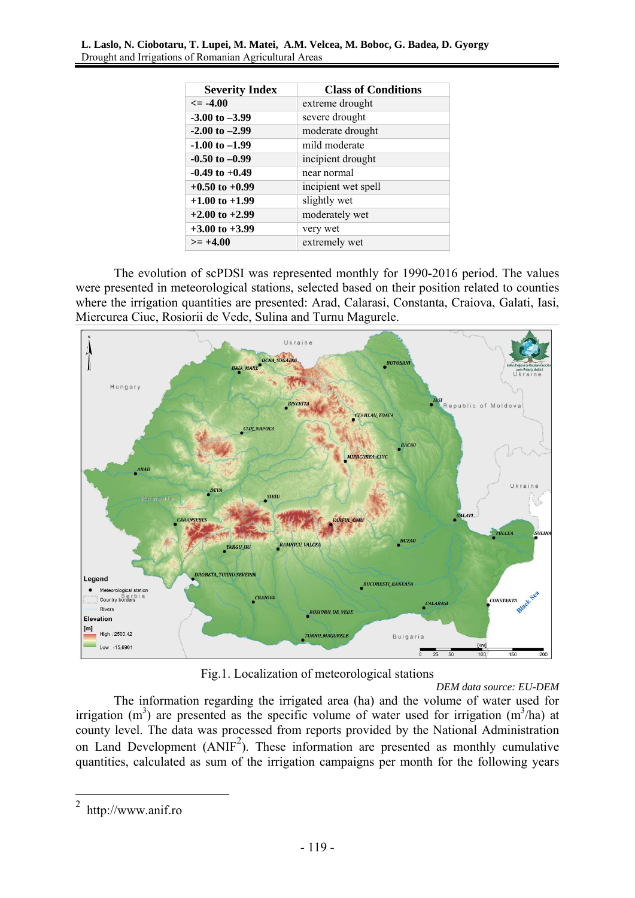| Severity Index | Class of Conditions |
|---|---|
| **<= -4.00** | extreme drought |
| **-3.00 to –3.99** | severe drought |
| **-2.00 to –2.99** | moderate drought |
| **-1.00 to –1.99** | mild moderate |
| **-0.50 to –0.99** | incipient drought |
| **-0.49 to +0.49** | near normal |
| **+0.50 to +0.99** | incipient wet spell |
| **+1.00 to +1.99** | slightly wet |
| **+2.00 to +2.99** | moderately wet |
| **+3.00 to +3.99** | very wet |
| **>= +4.00** | extremely wet |

The evolution of scPDSI was represented monthly for 1990-2016 period. The values were presented in meteorological stations, selected based on their position related to counties where the irrigation quantities are presented: Arad, Calarasi, Constanta, Craiova, Galati, Iasi, Miercurea Ciuc, Rosiorii de Vede, Sulina and Turnu Magurele.

Fig.1. Localization of meteorological stations

*DEM data source: EU-DEM*

The information regarding the irrigated area (ha) and the volume of water used for irrigation ($m^3$) are presented as the specific volume of water used for irrigation ($m^3$/ha) at county level. The data was processed from reports provided by the National Administration on Land Development (ANIF[2]). These information are presented as monthly cumulative quantities, calculated as sum of the irrigation campaigns per month for the following years

[2] http://www.anif.ro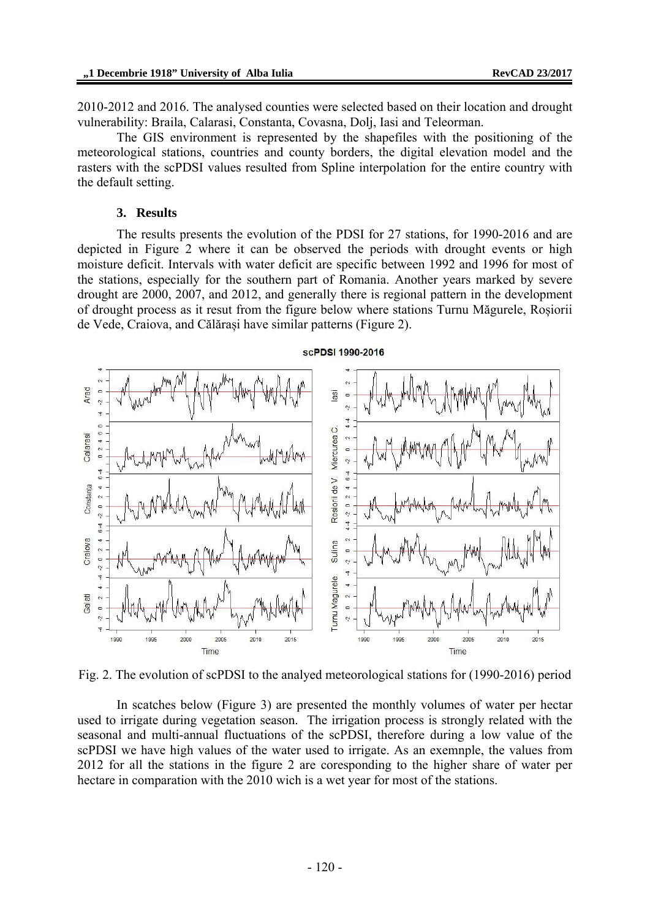2010-2012 and 2016. The analysed counties were selected based on their location and drought vulnerability: Braila, Calarasi, Constanta, Covasna, Dolj, Iasi and Teleorman.

The GIS environment is represented by the shapefiles with the positioning of the meteorological stations, countries and county borders, the digital elevation model and the rasters with the scPDSI values resulted from Spline interpolation for the entire country with the default setting.

## 3. Results

The results presents the evolution of the PDSI for 27 stations, for 1990-2016 and are depicted in Figure 2 where it can be observed the periods with drought events or high moisture deficit. Intervals with water deficit are specific between 1992 and 1996 for most of the stations, especially for the southern part of Romania. Another years marked by severe drought are 2000, 2007, and 2012, and generally there is regional pattern in the development of drought process as it resut from the figure below where stations Turnu Măgurele, Roșiorii de Vede, Craiova, and Călărași have similar patterns (Figure 2).

Fig. 2. The evolution of scPDSI to the analyed meteorological stations for (1990-2016) period

In scatches below (Figure 3) are presented the monthly volumes of water per hectar used to irrigate during vegetation season. The irrigation process is strongly related with the seasonal and multi-annual fluctuations of the scPDSI, therefore during a low value of the scPDSI we have high values of the water used to irrigate. As an exemnple, the values from 2012 for all the stations in the figure 2 are coresponding to the higher share of water per hectare in comparation with the 2010 wich is a wet year for most of the stations.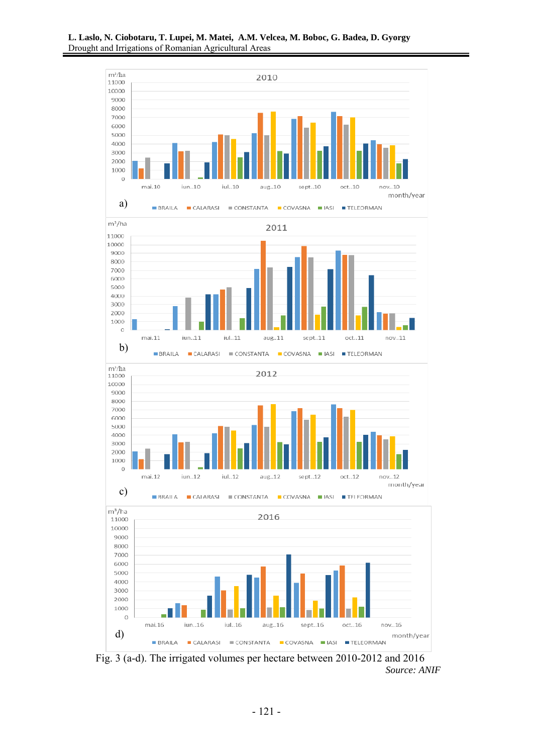Fig. 3 (a-d). The irrigated volumes per hectare between 2010-2012 and 2016

*Source: ANIF*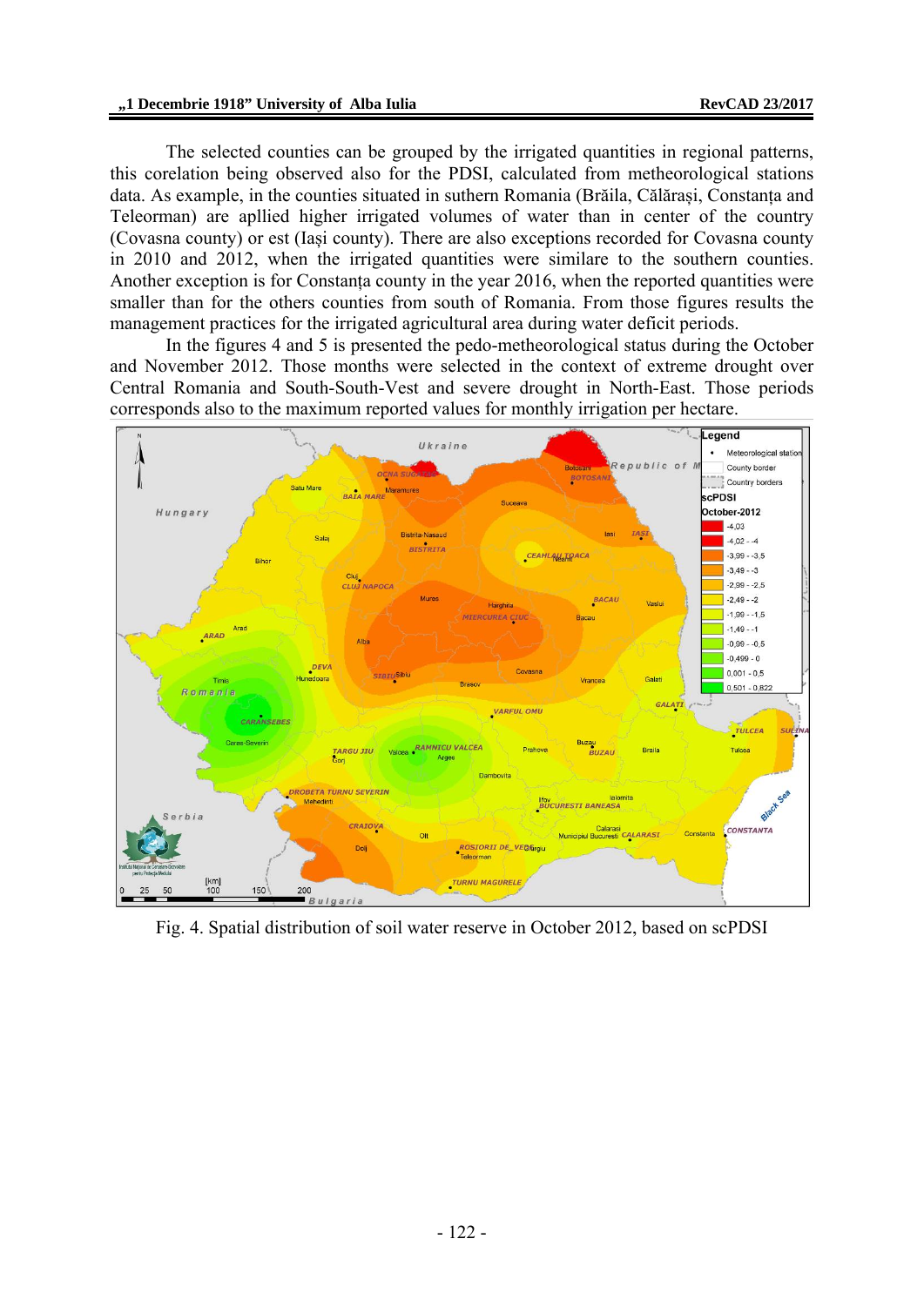The selected counties can be grouped by the irrigated quantities in regional patterns, this corelation being observed also for the PDSI, calculated from metheorological stations data. As example, in the counties situated in suthern Romania (Brăila, Călărași, Constanța and Teleorman) are apllied higher irrigated volumes of water than in center of the country (Covasna county) or est (Iași county). There are also exceptions recorded for Covasna county in 2010 and 2012, when the irrigated quantities were similare to the southern counties. Another exception is for Constanța county in the year 2016, when the reported quantities were smaller than for the others counties from south of Romania. From those figures results the management practices for the irrigated agricultural area during water deficit periods.

In the figures 4 and 5 is presented the pedo-metheorological status during the October and November 2012. Those months were selected in the context of extreme drought over Central Romania and South-South-Vest and severe drought in North-East. Those periods corresponds also to the maximum reported values for monthly irrigation per hectare.

Fig. 4. Spatial distribution of soil water reserve in October 2012, based on scPDSI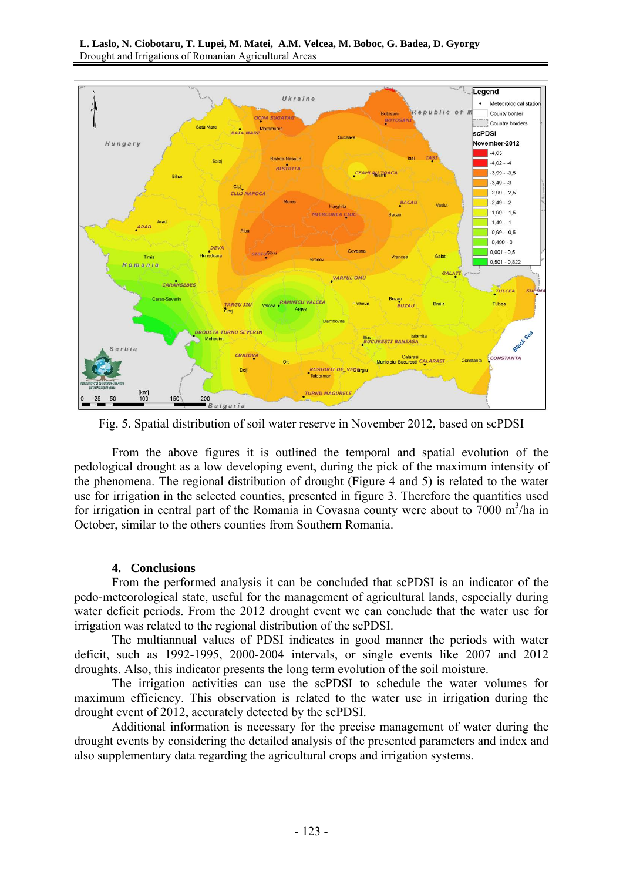Fig. 5. Spatial distribution of soil water reserve in November 2012, based on scPDSI

From the above figures it is outlined the temporal and spatial evolution of the pedological drought as a low developing event, during the pick of the maximum intensity of the phenomena. The regional distribution of drought (Figure 4 and 5) is related to the water use for irrigation in the selected counties, presented in figure 3. Therefore the quantities used for irrigation in central part of the Romania in Covasna county were about to 7000 $m^3$/ha in October, similar to the others counties from Southern Romania.

## 4. Conclusions

From the performed analysis it can be concluded that scPDSI is an indicator of the pedo-meteorological state, useful for the management of agricultural lands, especially during water deficit periods. From the 2012 drought event we can conclude that the water use for irrigation was related to the regional distribution of the scPDSI.

The multiannual values of PDSI indicates in good manner the periods with water deficit, such as 1992-1995, 2000-2004 intervals, or single events like 2007 and 2012 droughts. Also, this indicator presents the long term evolution of the soil moisture.

The irrigation activities can use the scPDSI to schedule the water volumes for maximum efficiency. This observation is related to the water use in irrigation during the drought event of 2012, accurately detected by the scPDSI.

Additional information is necessary for the precise management of water during the drought events by considering the detailed analysis of the presented parameters and index and also supplementary data regarding the agricultural crops and irrigation systems.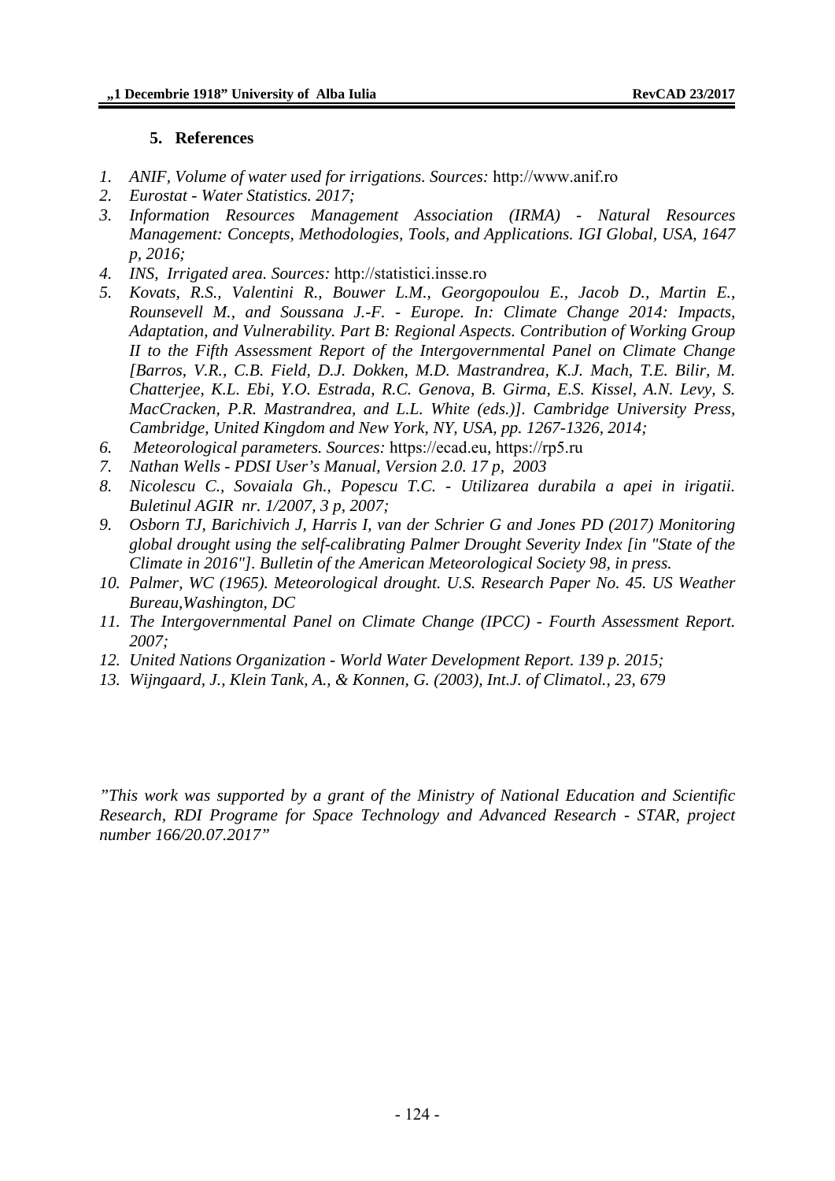## 5. References

1. *ANIF, Volume of water used for irrigations. Sources:* http://www.anif.ro
2. *Eurostat - Water Statistics. 2017;*
3. *Information Resources Management Association (IRMA) - Natural Resources Management: Concepts, Methodologies, Tools, and Applications. IGI Global, USA, 1647 p, 2016;*
4. *INS, Irrigated area. Sources:* http://statistici.insse.ro
5. *Kovats, R.S., Valentini R., Bouwer L.M., Georgopoulou E., Jacob D., Martin E., Rounsevell M., and Soussana J.-F. - Europe. In: Climate Change 2014: Impacts, Adaptation, and Vulnerability. Part B: Regional Aspects. Contribution of Working Group II to the Fifth Assessment Report of the Intergovernmental Panel on Climate Change [Barros, V.R., C.B. Field, D.J. Dokken, M.D. Mastrandrea, K.J. Mach, T.E. Bilir, M. Chatterjee, K.L. Ebi, Y.O. Estrada, R.C. Genova, B. Girma, E.S. Kissel, A.N. Levy, S. MacCracken, P.R. Mastrandrea, and L.L. White (eds.)]. Cambridge University Press, Cambridge, United Kingdom and New York, NY, USA, pp. 1267-1326, 2014;*
6. *Meteorological parameters. Sources:* https://ecad.eu, https://rp5.ru
7. *Nathan Wells - PDSI User's Manual, Version 2.0. 17 p, 2003*
8. *Nicolescu C., Sovaiala Gh., Popescu T.C. - Utilizarea durabila a apei in irigatii. Buletinul AGIR nr. 1/2007, 3 p, 2007;*
9. *Osborn TJ, Barichivich J, Harris I, van der Schrier G and Jones PD (2017) Monitoring global drought using the self-calibrating Palmer Drought Severity Index [in "State of the Climate in 2016"]. Bulletin of the American Meteorological Society 98, in press.*
10. *Palmer, WC (1965). Meteorological drought. U.S. Research Paper No. 45. US Weather Bureau,Washington, DC*
11. *The Intergovernmental Panel on Climate Change (IPCC) - Fourth Assessment Report. 2007;*
12. *United Nations Organization - World Water Development Report. 139 p. 2015;*
13. *Wijngaard, J., Klein Tank, A., & Konnen, G. (2003), Int.J. of Climatol., 23, 679*

*"This work was supported by a grant of the Ministry of National Education and Scientific Research, RDI Programe for Space Technology and Advanced Research - STAR, project number 166/20.07.2017"*